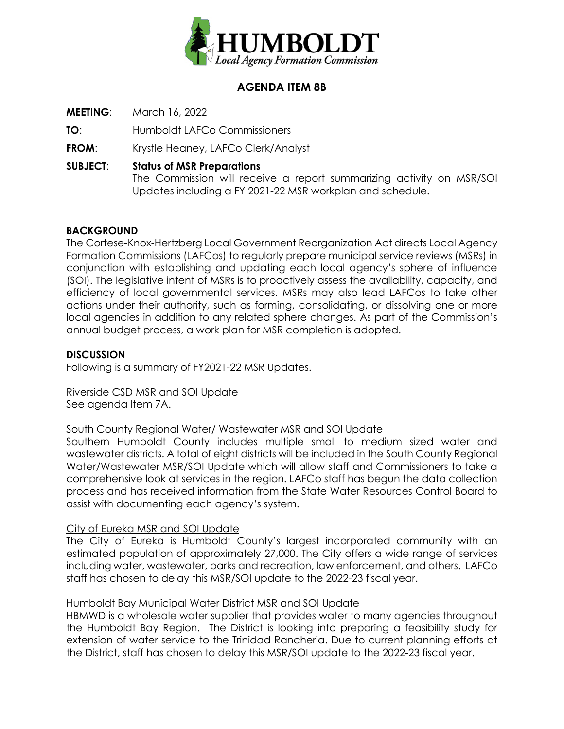# AGENDA ITEM 8B

**MEETING**: March 16, 2022

**TO**: Humboldt LAFCo Commissioners

**FROM**: Krystle Heaney, LAFCo Clerk/Analyst

**SUBJECT**: **Status of MSR Preparations**
The Commission will receive a report summarizing activity on MSR/SOI Updates including a FY 2021-22 MSR workplan and schedule.

---

## BACKGROUND

The Cortese-Knox-Hertzberg Local Government Reorganization Act directs Local Agency Formation Commissions (LAFCos) to regularly prepare municipal service reviews (MSRs) in conjunction with establishing and updating each local agency's sphere of influence (SOI). The legislative intent of MSRs is to proactively assess the availability, capacity, and efficiency of local governmental services. MSRs may also lead LAFCos to take other actions under their authority, such as forming, consolidating, or dissolving one or more local agencies in addition to any related sphere changes. As part of the Commission's annual budget process, a work plan for MSR completion is adopted.

## DISCUSSION

Following is a summary of FY2021-22 MSR Updates.

Riverside CSD MSR and SOI Update
See agenda Item 7A.

South County Regional Water/ Wastewater MSR and SOI Update
Southern Humboldt County includes multiple small to medium sized water and wastewater districts. A total of eight districts will be included in the South County Regional Water/Wastewater MSR/SOI Update which will allow staff and Commissioners to take a comprehensive look at services in the region. LAFCo staff has begun the data collection process and has received information from the State Water Resources Control Board to assist with documenting each agency's system.

City of Eureka MSR and SOI Update
The City of Eureka is Humboldt County's largest incorporated community with an estimated population of approximately 27,000. The City offers a wide range of services including water, wastewater, parks and recreation, law enforcement, and others. LAFCo staff has chosen to delay this MSR/SOI update to the 2022-23 fiscal year.

Humboldt Bay Municipal Water District MSR and SOI Update
HBMWD is a wholesale water supplier that provides water to many agencies throughout the Humboldt Bay Region. The District is looking into preparing a feasibility study for extension of water service to the Trinidad Rancheria. Due to current planning efforts at the District, staff has chosen to delay this MSR/SOI update to the 2022-23 fiscal year.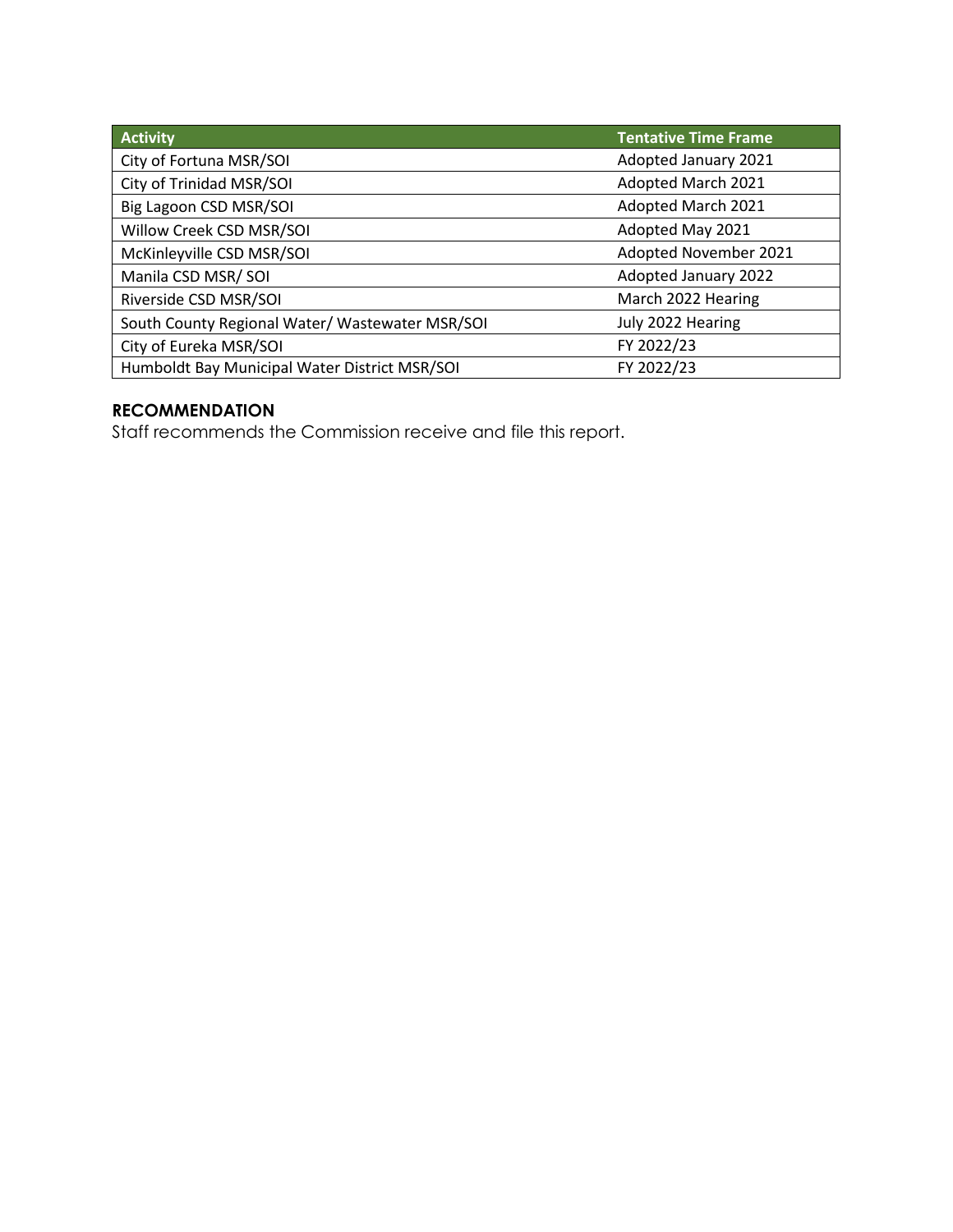| Activity | Tentative Time Frame |
|---|---|
| City of Fortuna MSR/SOI | Adopted January 2021 |
| City of Trinidad MSR/SOI | Adopted March 2021 |
| Big Lagoon CSD MSR/SOI | Adopted March 2021 |
| Willow Creek CSD MSR/SOI | Adopted May 2021 |
| McKinleyville CSD MSR/SOI | Adopted November 2021 |
| Manila CSD MSR/ SOI | Adopted January 2022 |
| Riverside CSD MSR/SOI | March 2022 Hearing |
| South County Regional Water/ Wastewater MSR/SOI | July 2022 Hearing |
| City of Eureka MSR/SOI | FY 2022/23 |
| Humboldt Bay Municipal Water District MSR/SOI | FY 2022/23 |

**RECOMMENDATION**

Staff recommends the Commission receive and file this report.